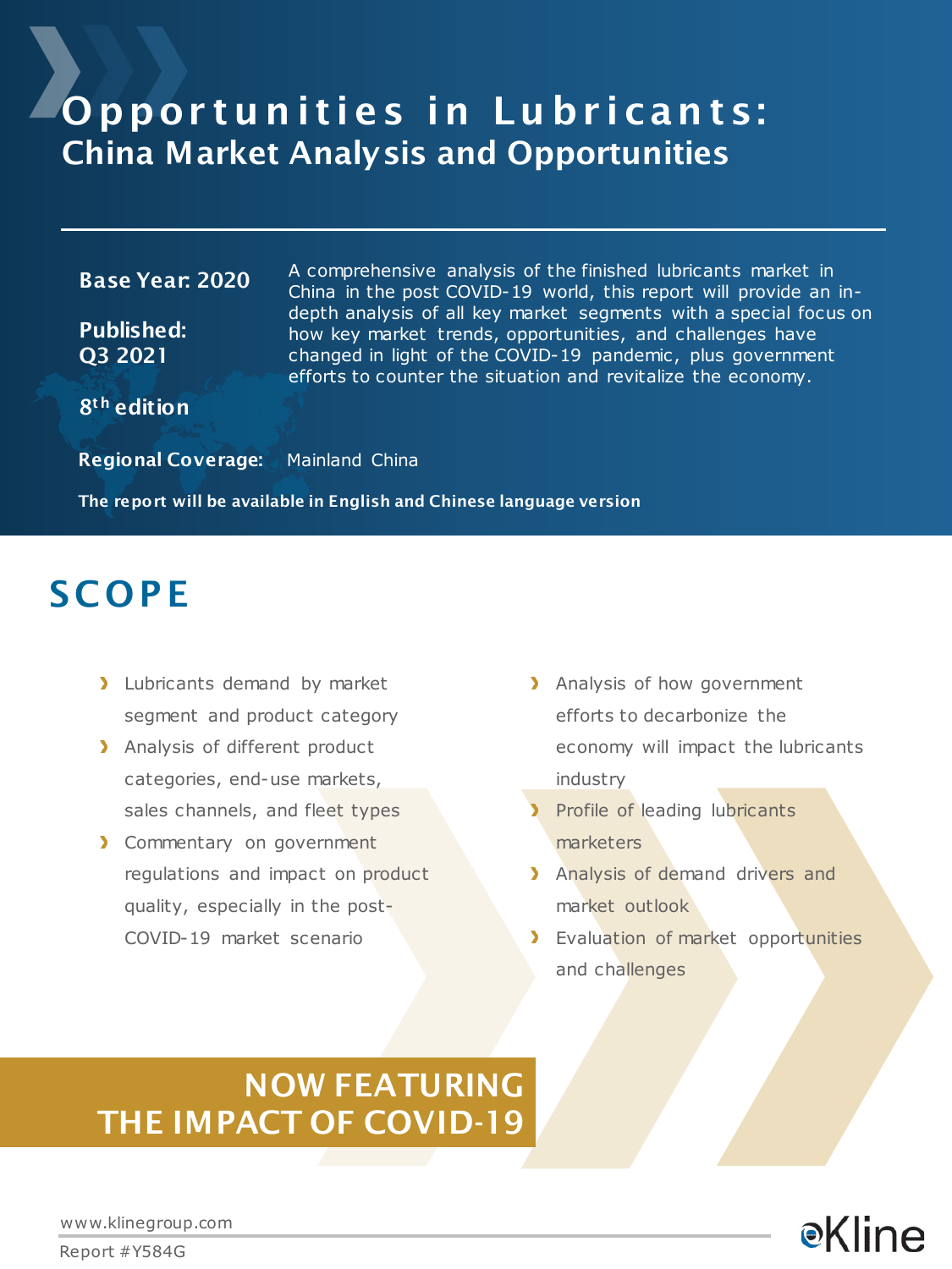# Opportunities in Lubricants:
## China Market Analysis and Opportunities

**Base Year: 2020**

**Published: Q3 2021**

**8th edition**

A comprehensive analysis of the finished lubricants market in China in the post COVID-19 world, this report will provide an in-depth analysis of all key market segments with a special focus on how key market trends, opportunities, and challenges have changed in light of the COVID-19 pandemic, plus government efforts to counter the situation and revitalize the economy.

**Regional Coverage:** Mainland China

**The report will be available in English and Chinese language version**

## SCOPE

- Lubricants demand by market segment and product category
- Analysis of different product categories, end-use markets, sales channels, and fleet types
- Commentary on government regulations and impact on product quality, especially in the post-COVID-19 market scenario
- Analysis of how government efforts to decarbonize the economy will impact the lubricants industry
- Profile of leading lubricants marketers
- Analysis of demand drivers and market outlook
- Evaluation of market opportunities and challenges

**NOW FEATURING THE IMPACT OF COVID-19**

www.klinegroup.com

Report #Y584G

Kline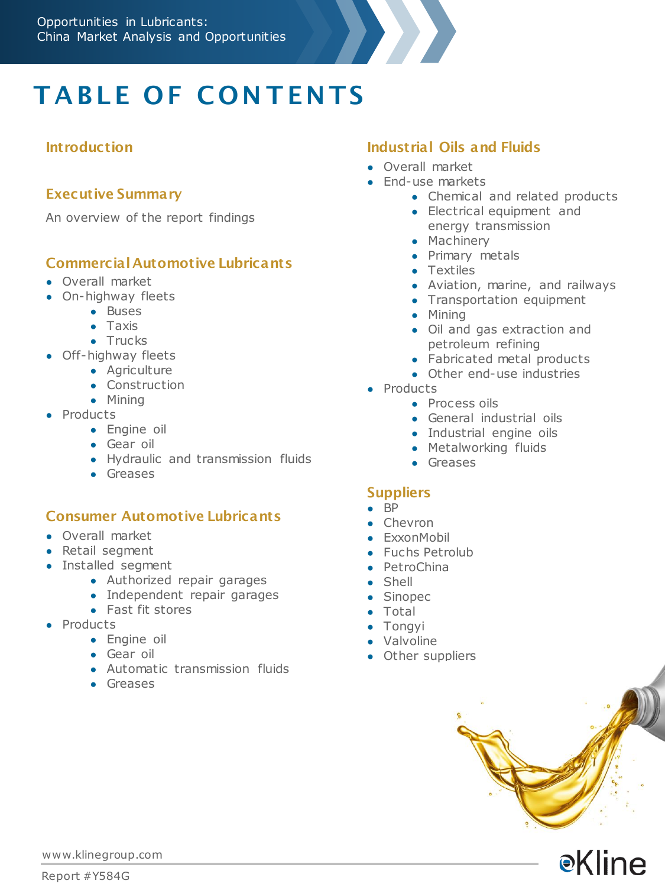# TABLE OF CONTENTS

## Introduction

## Executive Summary

An overview of the report findings

## Commercial Automotive Lubricants

- Overall market
- On-highway fleets
  - Buses
  - Taxis
  - Trucks
- Off-highway fleets
  - Agriculture
  - Construction
  - Mining
- Products
  - Engine oil
  - Gear oil
  - Hydraulic and transmission fluids
  - Greases

## Consumer Automotive Lubricants

- Overall market
- Retail segment
- Installed segment
  - Authorized repair garages
  - Independent repair garages
  - Fast fit stores
- Products
  - Engine oil
  - Gear oil
  - Automatic transmission fluids
  - Greases

## Industrial Oils and Fluids

- Overall market
- End-use markets
  - Chemical and related products
  - Electrical equipment and energy transmission
  - Machinery
  - Primary metals
  - Textiles
  - Aviation, marine, and railways
  - Transportation equipment
  - Mining
  - Oil and gas extraction and petroleum refining
  - Fabricated metal products
  - Other end-use industries
- Products
  - Process oils
  - General industrial oils
  - Industrial engine oils
  - Metalworking fluids
  - Greases

## Suppliers

- BP
- Chevron
- ExxonMobil
- Fuchs Petrolub
- PetroChina
- Shell
- Sinopec
- Total
- Tongyi
- Valvoline
- Other suppliers

www.klinegroup.com

Report #Y584G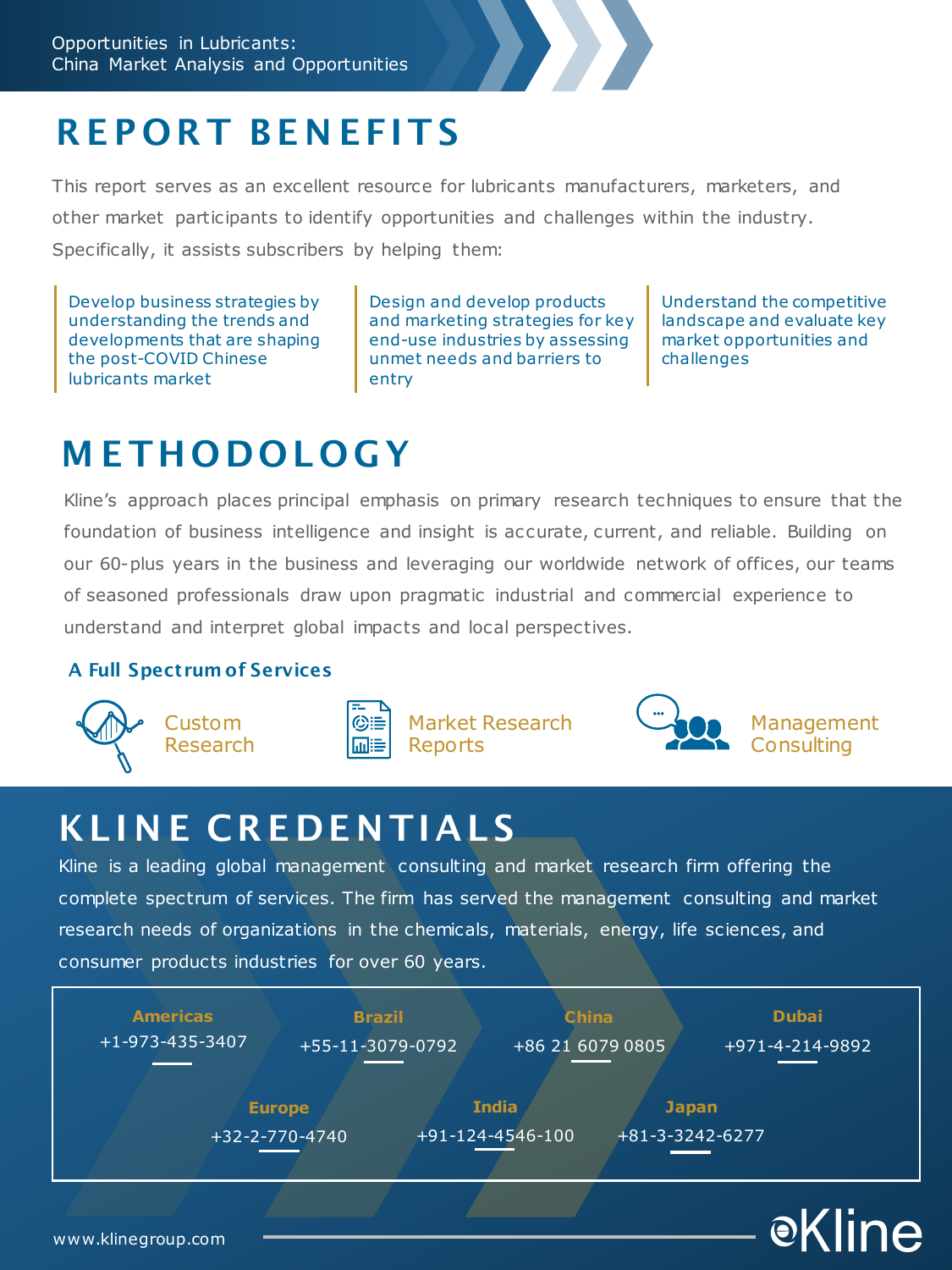# REPORT BENEFITS

This report serves as an excellent resource for lubricants manufacturers, marketers, and other market participants to identify opportunities and challenges within the industry. Specifically, it assists subscribers by helping them:

- Develop business strategies by understanding the trends and developments that are shaping the post-COVID Chinese lubricants market
- Design and develop products and marketing strategies for key end-use industries by assessing unmet needs and barriers to entry
- Understand the competitive landscape and evaluate key market opportunities and challenges

# METHODOLOGY

Kline's approach places principal emphasis on primary research techniques to ensure that the foundation of business intelligence and insight is accurate, current, and reliable. Building on our 60-plus years in the business and leveraging our worldwide network of offices, our teams of seasoned professionals draw upon pragmatic industrial and commercial experience to understand and interpret global impacts and local perspectives.

### A Full Spectrum of Services

- Custom Research
- Market Research Reports
- Management Consulting

# KLINE CREDENTIALS

Kline is a leading global management consulting and market research firm offering the complete spectrum of services. The firm has served the management consulting and market research needs of organizations in the chemicals, materials, energy, life sciences, and consumer products industries for over 60 years.

**Americas**
+1-973-435-3407

**Brazil**
+55-11-3079-0792

**China**
+86 21 6079 0805

**Dubai**
+971-4-214-9892

**Europe**
+32-2-770-4740

**India**
+91-124-4546-100

**Japan**
+81-3-3242-6277

www.klinegroup.com

Kline